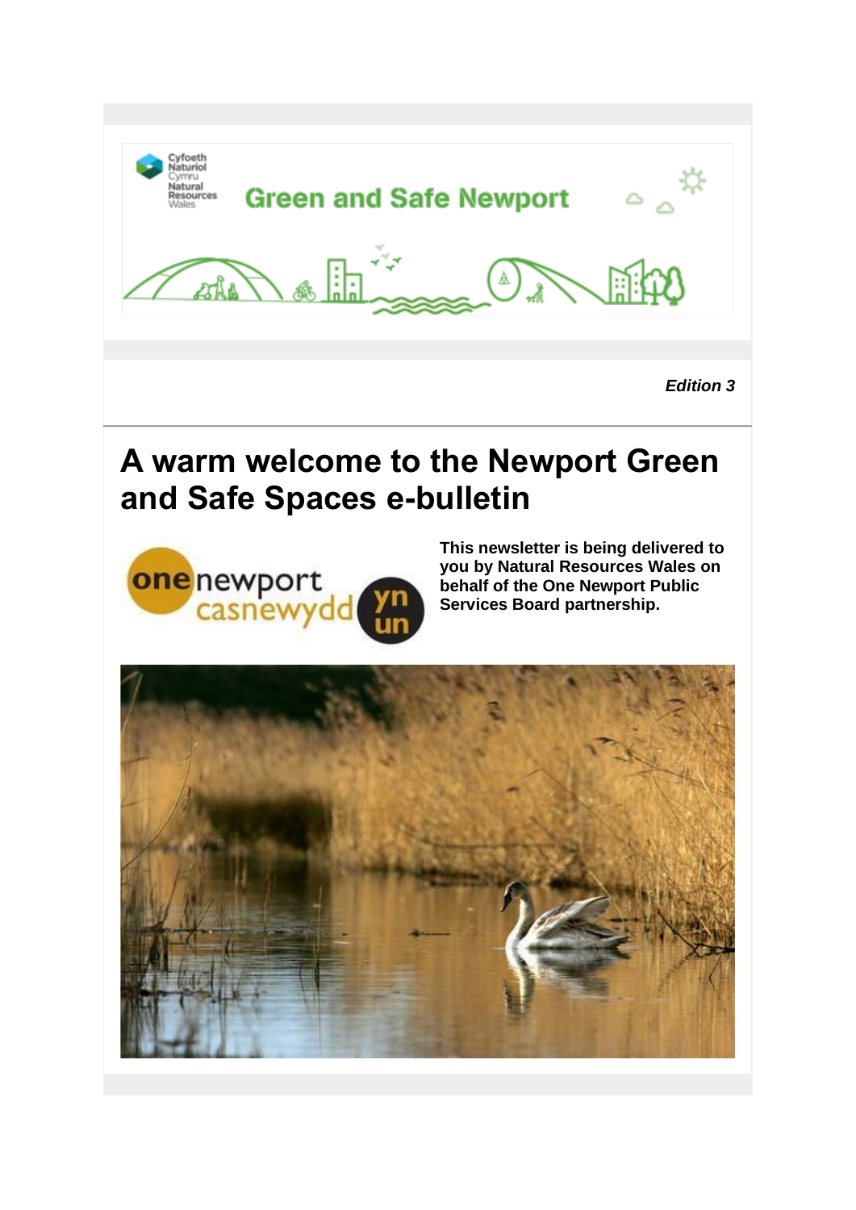Cyfoeth Naturiol Cymru Natural Resources Wales

**Green and Safe Newport**

***Edition 3***

# A warm welcome to the Newport Green and Safe Spaces e-bulletin

one newport casnewydd yn un

**This newsletter is being delivered to you by Natural Resources Wales on behalf of the One Newport Public Services Board partnership.**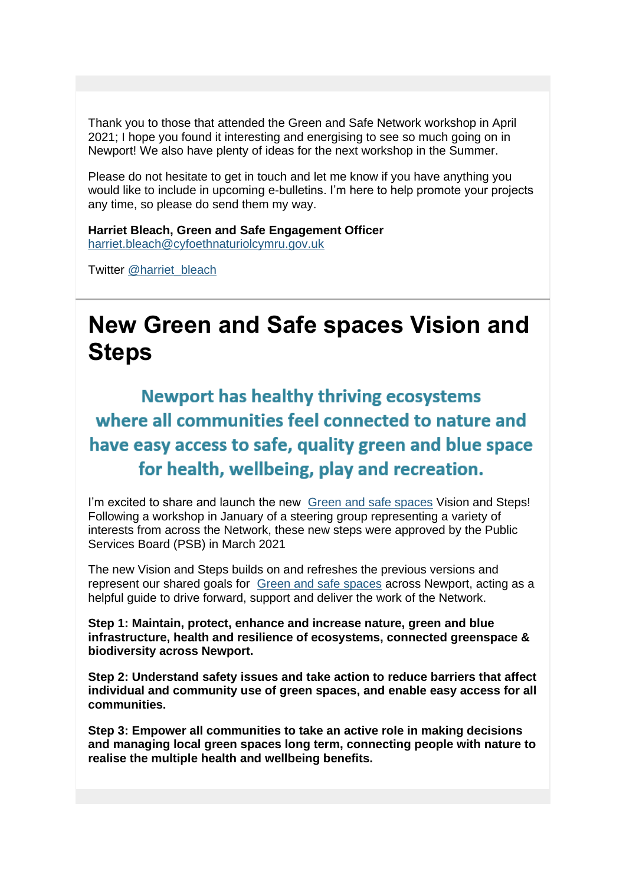Thank you to those that attended the Green and Safe Network workshop in April 2021; I hope you found it interesting and energising to see so much going on in Newport! We also have plenty of ideas for the next workshop in the Summer.

Please do not hesitate to get in touch and let me know if you have anything you would like to include in upcoming e-bulletins. I'm here to help promote your projects any time, so please do send them my way.

**Harriet Bleach, Green and Safe Engagement Officer**
harriet.bleach@cyfoethnaturiolcymru.gov.uk

Twitter @harriet_bleach

# New Green and Safe spaces Vision and Steps

## Newport has healthy thriving ecosystems where all communities feel connected to nature and have easy access to safe, quality green and blue space for health, wellbeing, play and recreation.

I'm excited to share and launch the new Green and safe spaces Vision and Steps! Following a workshop in January of a steering group representing a variety of interests from across the Network, these new steps were approved by the Public Services Board (PSB) in March 2021

The new Vision and Steps builds on and refreshes the previous versions and represent our shared goals for Green and safe spaces across Newport, acting as a helpful guide to drive forward, support and deliver the work of the Network.

**Step 1: Maintain, protect, enhance and increase nature, green and blue infrastructure, health and resilience of ecosystems, connected greenspace & biodiversity across Newport.**

**Step 2: Understand safety issues and take action to reduce barriers that affect individual and community use of green spaces, and enable easy access for all communities.**

**Step 3: Empower all communities to take an active role in making decisions and managing local green spaces long term, connecting people with nature to realise the multiple health and wellbeing benefits.**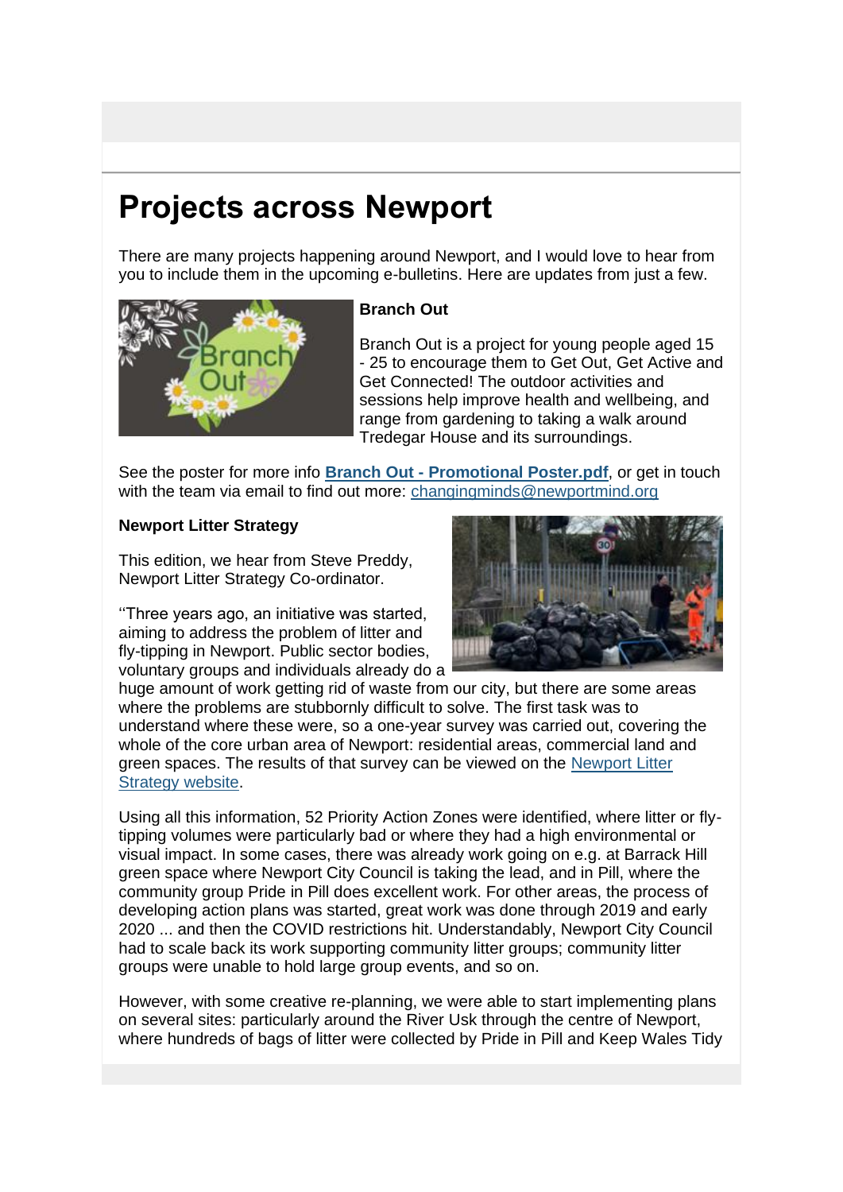# Projects across Newport

There are many projects happening around Newport, and I would love to hear from you to include them in the upcoming e-bulletins. Here are updates from just a few.

**Branch Out**

Branch Out is a project for young people aged 15 - 25 to encourage them to Get Out, Get Active and Get Connected! The outdoor activities and sessions help improve health and wellbeing, and range from gardening to taking a walk around Tredegar House and its surroundings.

See the poster for more info **Branch Out - Promotional Poster.pdf**, or get in touch with the team via email to find out more: changingminds@newportmind.org

**Newport Litter Strategy**

This edition, we hear from Steve Preddy, Newport Litter Strategy Co-ordinator.

"Three years ago, an initiative was started, aiming to address the problem of litter and fly-tipping in Newport. Public sector bodies, voluntary groups and individuals already do a huge amount of work getting rid of waste from our city, but there are some areas where the problems are stubbornly difficult to solve. The first task was to understand where these were, so a one-year survey was carried out, covering the whole of the core urban area of Newport: residential areas, commercial land and green spaces. The results of that survey can be viewed on the Newport Litter Strategy website.

Using all this information, 52 Priority Action Zones were identified, where litter or fly-tipping volumes were particularly bad or where they had a high environmental or visual impact. In some cases, there was already work going on e.g. at Barrack Hill green space where Newport City Council is taking the lead, and in Pill, where the community group Pride in Pill does excellent work. For other areas, the process of developing action plans was started, great work was done through 2019 and early 2020 ... and then the COVID restrictions hit. Understandably, Newport City Council had to scale back its work supporting community litter groups; community litter groups were unable to hold large group events, and so on.

However, with some creative re-planning, we were able to start implementing plans on several sites: particularly around the River Usk through the centre of Newport, where hundreds of bags of litter were collected by Pride in Pill and Keep Wales Tidy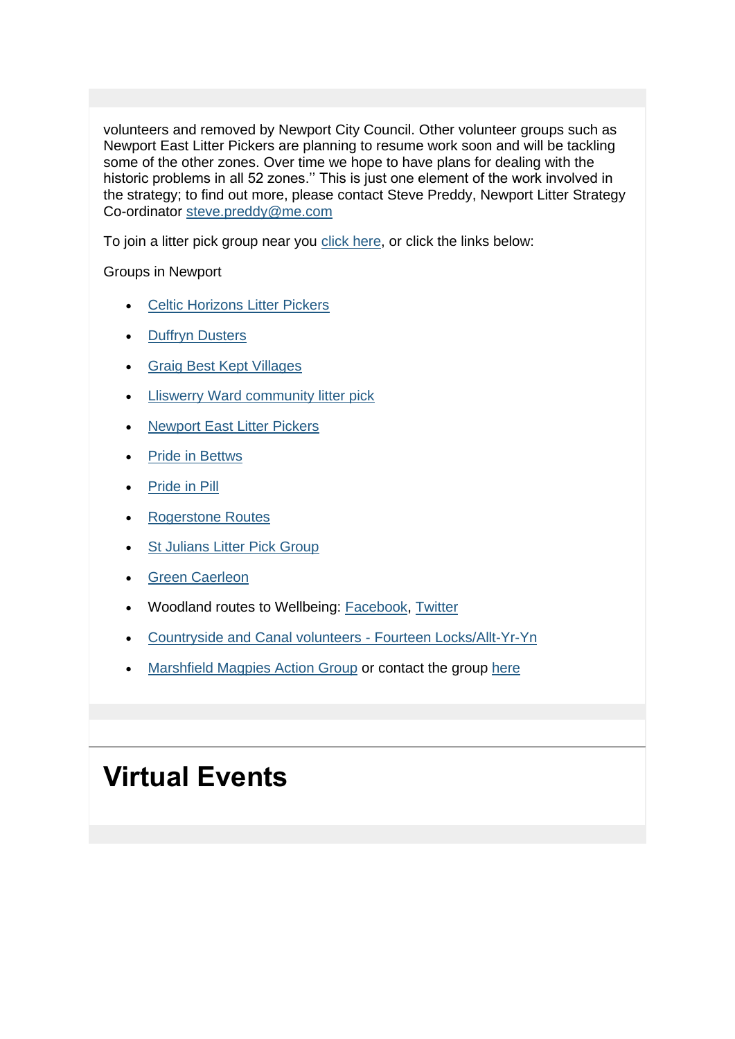volunteers and removed by Newport City Council. Other volunteer groups such as Newport East Litter Pickers are planning to resume work soon and will be tackling some of the other zones. Over time we hope to have plans for dealing with the historic problems in all 52 zones.'' This is just one element of the work involved in the strategy; to find out more, please contact Steve Preddy, Newport Litter Strategy Co-ordinator steve.preddy@me.com

To join a litter pick group near you click here, or click the links below:

Groups in Newport

- Celtic Horizons Litter Pickers
- Duffryn Dusters
- Graig Best Kept Villages
- Lliswerry Ward community litter pick
- Newport East Litter Pickers
- Pride in Bettws
- Pride in Pill
- Rogerstone Routes
- St Julians Litter Pick Group
- Green Caerleon
- Woodland routes to Wellbeing: Facebook, Twitter
- Countryside and Canal volunteers - Fourteen Locks/Allt-Yr-Yn
- Marshfield Magpies Action Group or contact the group here

# Virtual Events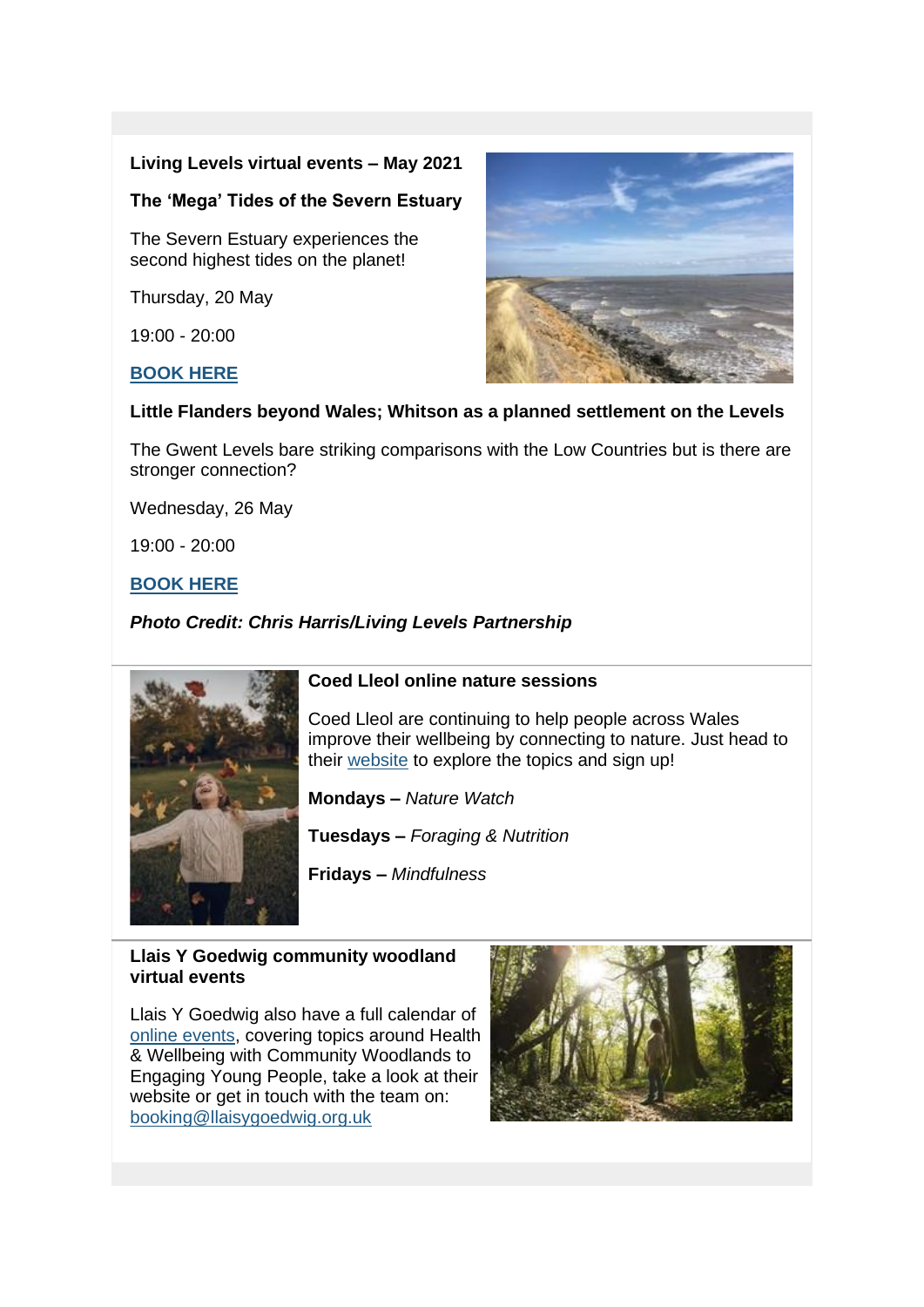**Living Levels virtual events – May 2021**

**The 'Mega' Tides of the Severn Estuary**

The Severn Estuary experiences the second highest tides on the planet!

Thursday, 20 May

19:00 - 20:00

**BOOK HERE**

**Little Flanders beyond Wales; Whitson as a planned settlement on the Levels**

The Gwent Levels bare striking comparisons with the Low Countries but is there are stronger connection?

Wednesday, 26 May

19:00 - 20:00

**BOOK HERE**

***Photo Credit: Chris Harris/Living Levels Partnership***

**Coed Lleol online nature sessions**

Coed Lleol are continuing to help people across Wales improve their wellbeing by connecting to nature. Just head to their website to explore the topics and sign up!

**Mondays –** *Nature Watch*

**Tuesdays –** *Foraging & Nutrition*

**Fridays –** *Mindfulness*

**Llais Y Goedwig community woodland virtual events**

Llais Y Goedwig also have a full calendar of online events, covering topics around Health & Wellbeing with Community Woodlands to Engaging Young People, take a look at their website or get in touch with the team on: booking@llaisygoedwig.org.uk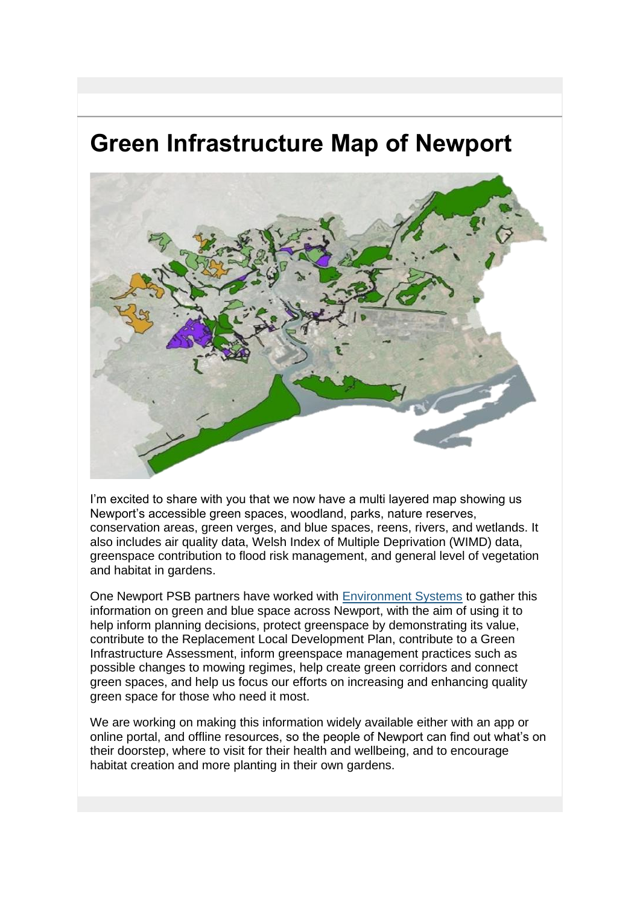# Green Infrastructure Map of Newport

I'm excited to share with you that we now have a multi layered map showing us Newport's accessible green spaces, woodland, parks, nature reserves, conservation areas, green verges, and blue spaces, reens, rivers, and wetlands. It also includes air quality data, Welsh Index of Multiple Deprivation (WIMD) data, greenspace contribution to flood risk management, and general level of vegetation and habitat in gardens.

One Newport PSB partners have worked with Environment Systems to gather this information on green and blue space across Newport, with the aim of using it to help inform planning decisions, protect greenspace by demonstrating its value, contribute to the Replacement Local Development Plan, contribute to a Green Infrastructure Assessment, inform greenspace management practices such as possible changes to mowing regimes, help create green corridors and connect green spaces, and help us focus our efforts on increasing and enhancing quality green space for those who need it most.

We are working on making this information widely available either with an app or online portal, and offline resources, so the people of Newport can find out what's on their doorstep, where to visit for their health and wellbeing, and to encourage habitat creation and more planting in their own gardens.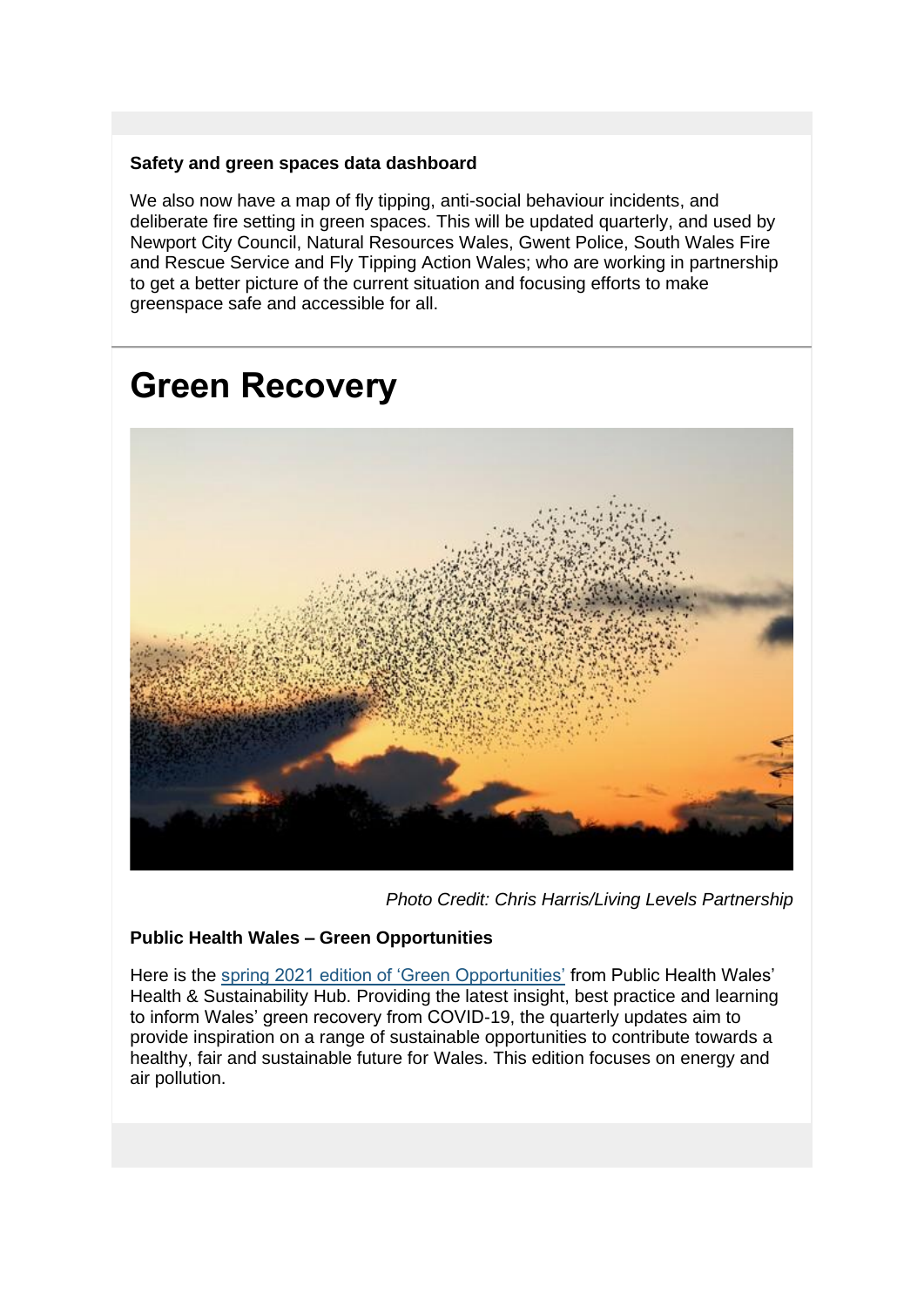**Safety and green spaces data dashboard**

We also now have a map of fly tipping, anti-social behaviour incidents, and deliberate fire setting in green spaces. This will be updated quarterly, and used by Newport City Council, Natural Resources Wales, Gwent Police, South Wales Fire and Rescue Service and Fly Tipping Action Wales; who are working in partnership to get a better picture of the current situation and focusing efforts to make greenspace safe and accessible for all.

# Green Recovery

*Photo Credit: Chris Harris/Living Levels Partnership*

**Public Health Wales – Green Opportunities**

Here is the spring 2021 edition of 'Green Opportunities' from Public Health Wales' Health & Sustainability Hub. Providing the latest insight, best practice and learning to inform Wales' green recovery from COVID-19, the quarterly updates aim to provide inspiration on a range of sustainable opportunities to contribute towards a healthy, fair and sustainable future for Wales. This edition focuses on energy and air pollution.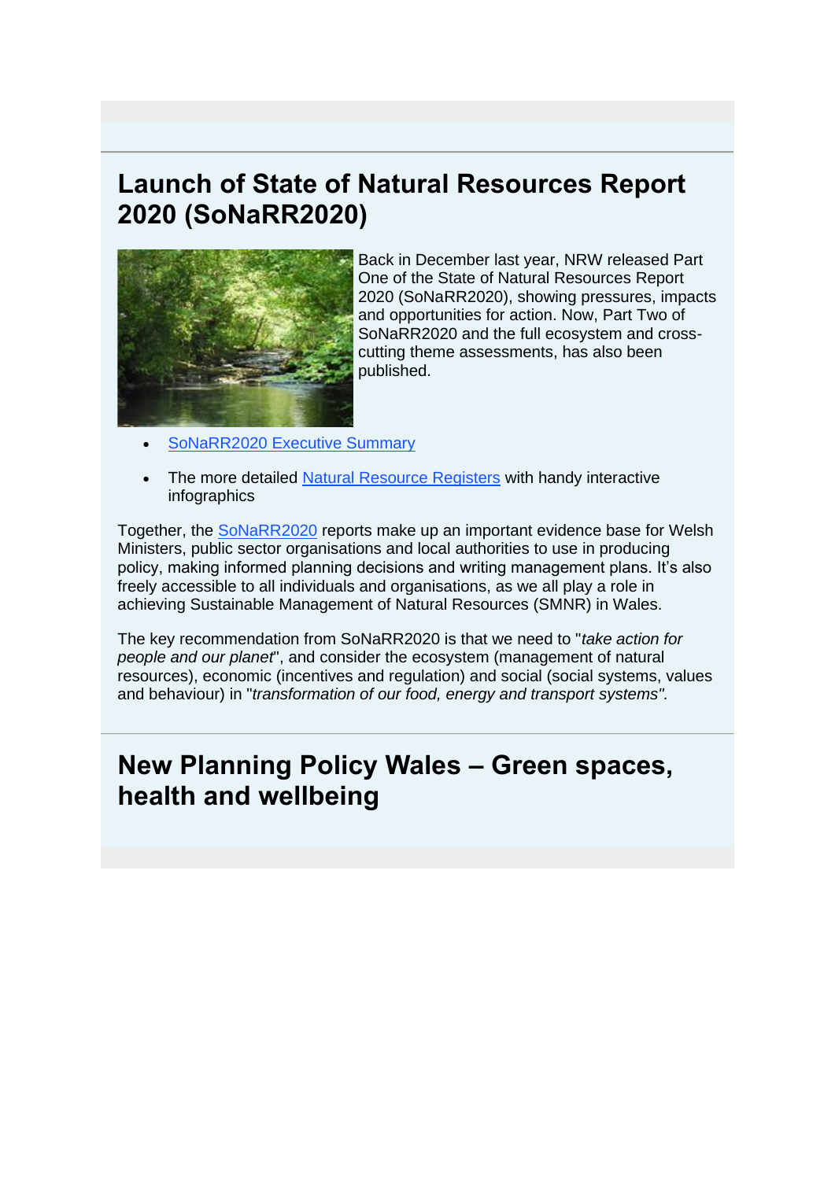## Launch of State of Natural Resources Report 2020 (SoNaRR2020)

Back in December last year, NRW released Part One of the State of Natural Resources Report 2020 (SoNaRR2020), showing pressures, impacts and opportunities for action. Now, Part Two of SoNaRR2020 and the full ecosystem and cross-cutting theme assessments, has also been published.

- SoNaRR2020 Executive Summary
- The more detailed Natural Resource Registers with handy interactive infographics

Together, the SoNaRR2020 reports make up an important evidence base for Welsh Ministers, public sector organisations and local authorities to use in producing policy, making informed planning decisions and writing management plans. It's also freely accessible to all individuals and organisations, as we all play a role in achieving Sustainable Management of Natural Resources (SMNR) in Wales.

The key recommendation from SoNaRR2020 is that we need to "*take action for people and our planet*", and consider the ecosystem (management of natural resources), economic (incentives and regulation) and social (social systems, values and behaviour) in "*transformation of our food, energy and transport systems".*

## New Planning Policy Wales – Green spaces, health and wellbeing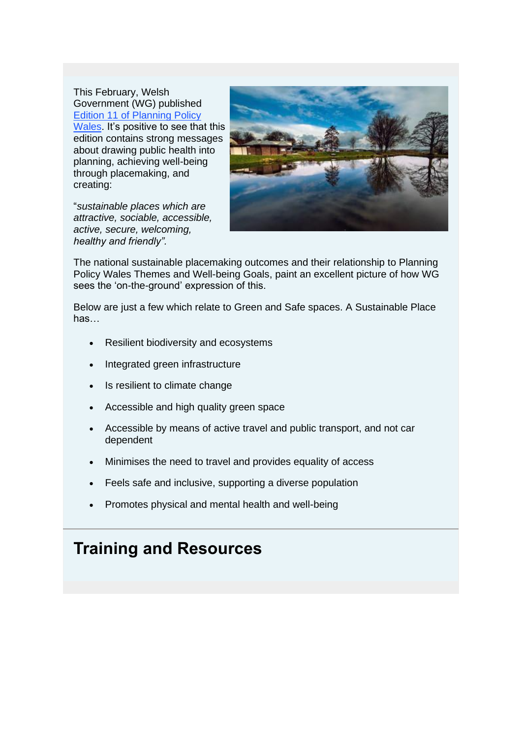This February, Welsh Government (WG) published [Edition 11 of Planning Policy Wales](). It's positive to see that this edition contains strong messages about drawing public health into planning, achieving well-being through placemaking, and creating:

"*sustainable places which are attractive, sociable, accessible, active, secure, welcoming, healthy and friendly".*

The national sustainable placemaking outcomes and their relationship to Planning Policy Wales Themes and Well-being Goals, paint an excellent picture of how WG sees the 'on-the-ground' expression of this.

Below are just a few which relate to Green and Safe spaces. A Sustainable Place has…

- Resilient biodiversity and ecosystems
- Integrated green infrastructure
- Is resilient to climate change
- Accessible and high quality green space
- Accessible by means of active travel and public transport, and not car dependent
- Minimises the need to travel and provides equality of access
- Feels safe and inclusive, supporting a diverse population
- Promotes physical and mental health and well-being

## Training and Resources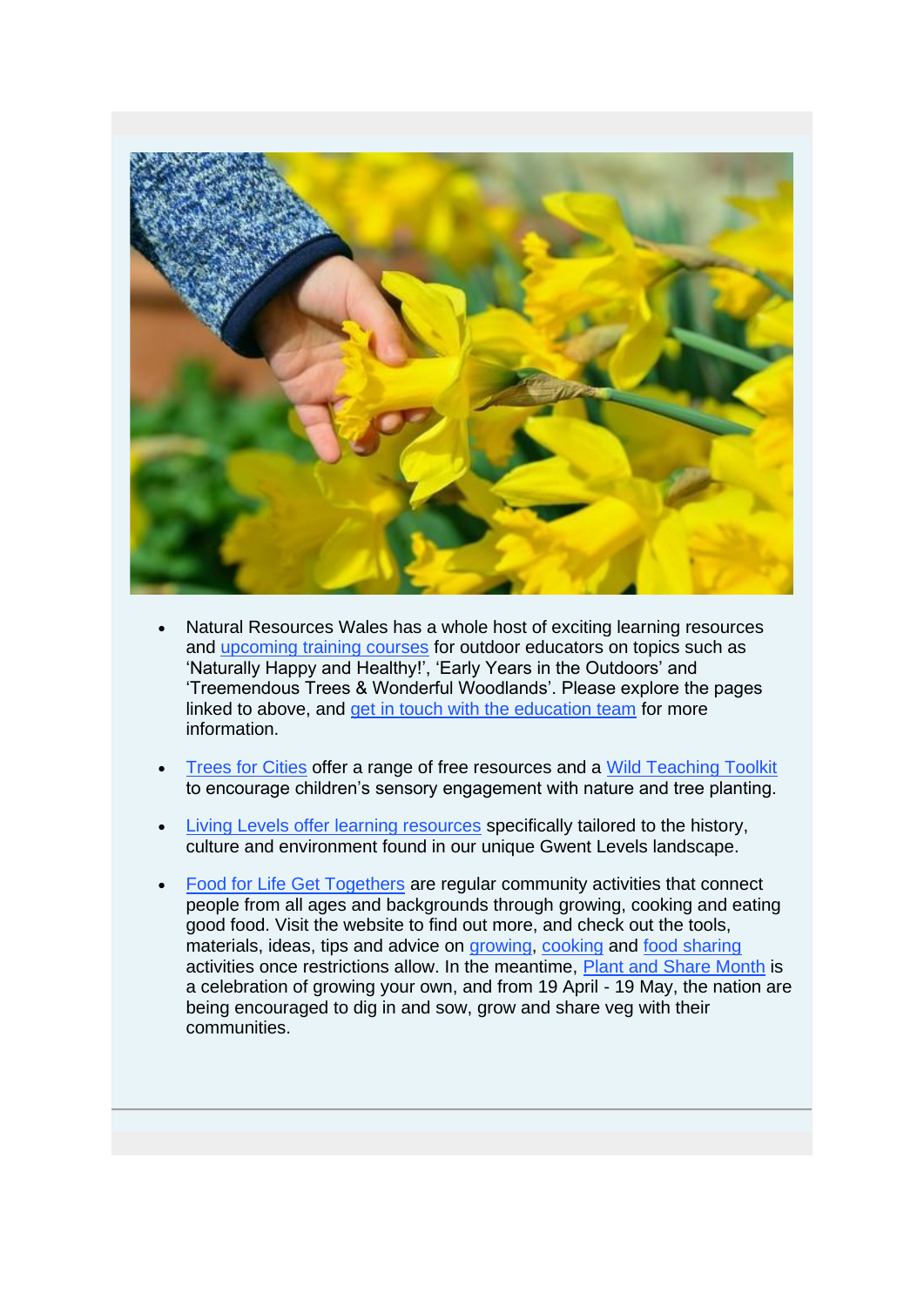- Natural Resources Wales has a whole host of exciting learning resources and upcoming training courses for outdoor educators on topics such as 'Naturally Happy and Healthy!', 'Early Years in the Outdoors' and 'Treemendous Trees & Wonderful Woodlands'. Please explore the pages linked to above, and get in touch with the education team for more information.

- Trees for Cities offer a range of free resources and a Wild Teaching Toolkit to encourage children's sensory engagement with nature and tree planting.

- Living Levels offer learning resources specifically tailored to the history, culture and environment found in our unique Gwent Levels landscape.

- Food for Life Get Togethers are regular community activities that connect people from all ages and backgrounds through growing, cooking and eating good food. Visit the website to find out more, and check out the tools, materials, ideas, tips and advice on growing, cooking and food sharing activities once restrictions allow. In the meantime, Plant and Share Month is a celebration of growing your own, and from 19 April - 19 May, the nation are being encouraged to dig in and sow, grow and share veg with their communities.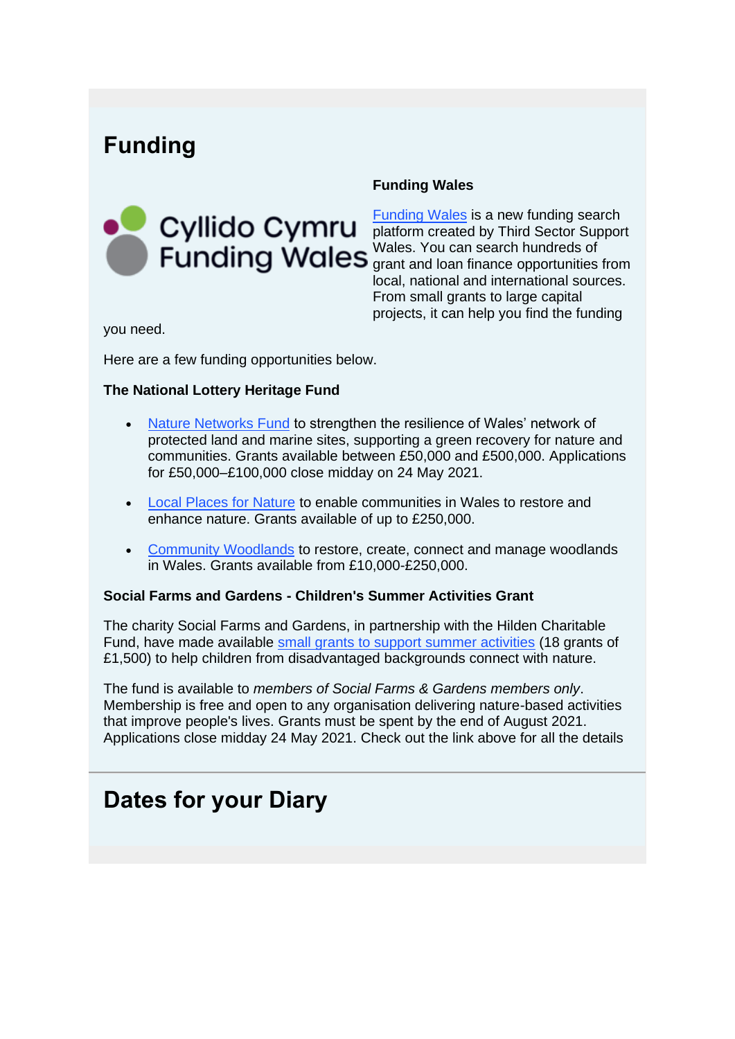# Funding

**Funding Wales**

Cyllido Cymru Funding Wales

Funding Wales is a new funding search platform created by Third Sector Support Wales. You can search hundreds of grant and loan finance opportunities from local, national and international sources. From small grants to large capital projects, it can help you find the funding you need.

Here are a few funding opportunities below.

**The National Lottery Heritage Fund**

- Nature Networks Fund to strengthen the resilience of Wales' network of protected land and marine sites, supporting a green recovery for nature and communities. Grants available between £50,000 and £500,000. Applications for £50,000–£100,000 close midday on 24 May 2021.
- Local Places for Nature to enable communities in Wales to restore and enhance nature. Grants available of up to £250,000.
- Community Woodlands to restore, create, connect and manage woodlands in Wales. Grants available from £10,000-£250,000.

**Social Farms and Gardens - Children's Summer Activities Grant**

The charity Social Farms and Gardens, in partnership with the Hilden Charitable Fund, have made available small grants to support summer activities (18 grants of £1,500) to help children from disadvantaged backgrounds connect with nature.

The fund is available to *members of Social Farms & Gardens members only*. Membership is free and open to any organisation delivering nature-based activities that improve people's lives. Grants must be spent by the end of August 2021. Applications close midday 24 May 2021. Check out the link above for all the details

# Dates for your Diary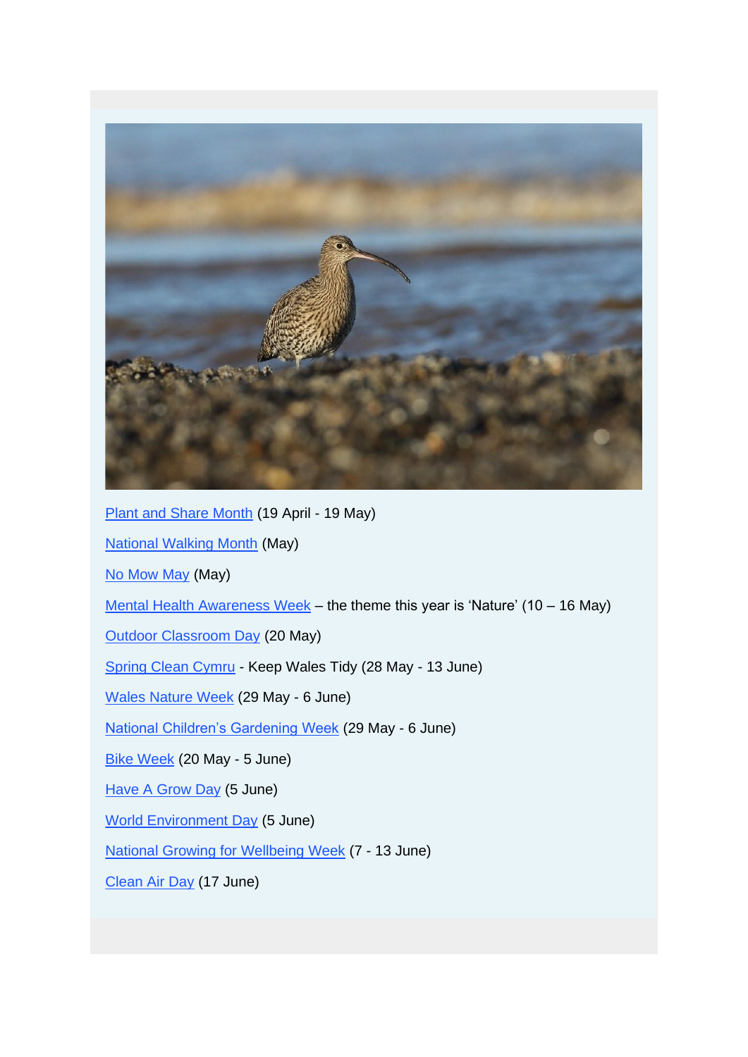Plant and Share Month (19 April - 19 May)

National Walking Month (May)

No Mow May (May)

Mental Health Awareness Week – the theme this year is 'Nature' (10 – 16 May)

Outdoor Classroom Day (20 May)

Spring Clean Cymru - Keep Wales Tidy (28 May - 13 June)

Wales Nature Week (29 May - 6 June)

National Children's Gardening Week (29 May - 6 June)

Bike Week (20 May - 5 June)

Have A Grow Day (5 June)

World Environment Day (5 June)

National Growing for Wellbeing Week (7 - 13 June)

Clean Air Day (17 June)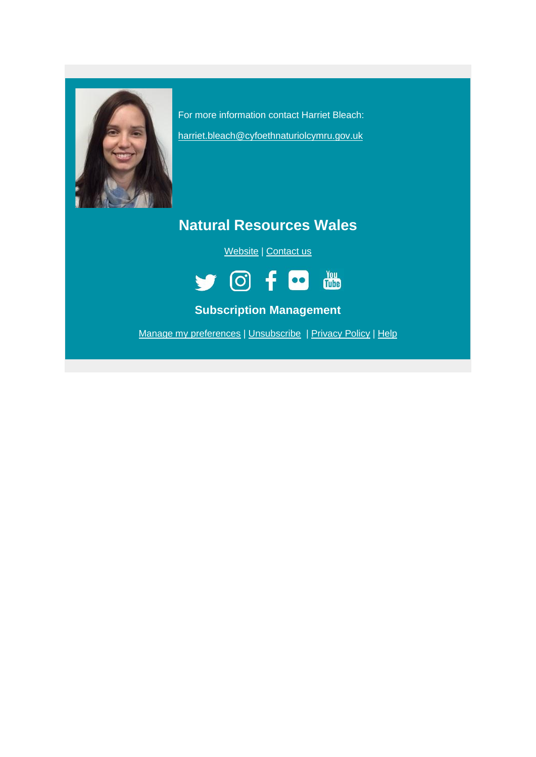For more information contact Harriet Bleach:

harriet.bleach@cyfoethnaturiolcymru.gov.uk

## Natural Resources Wales

Website | Contact us

### Subscription Management

Manage my preferences | Unsubscribe | Privacy Policy | Help